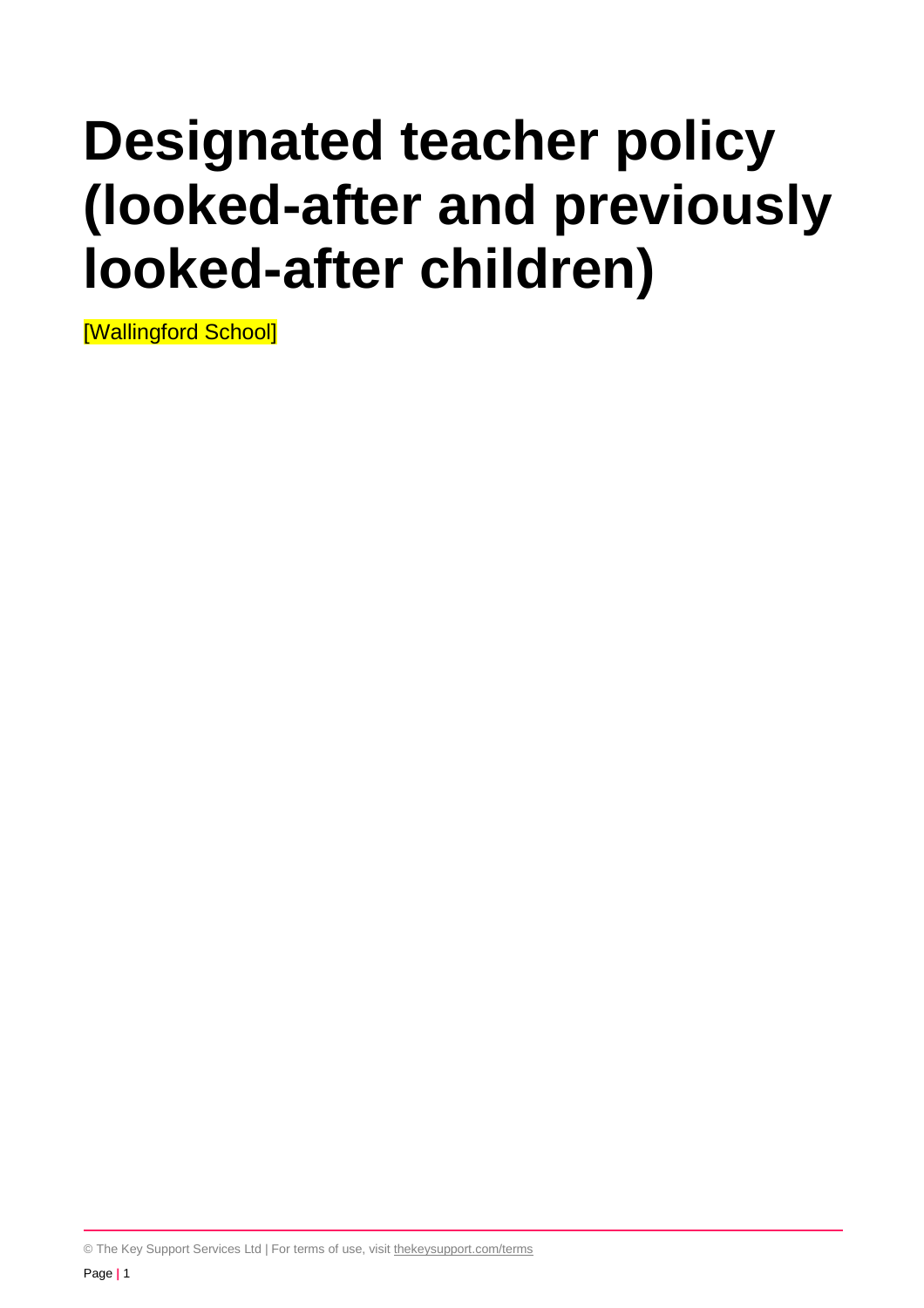# Designated teacher policy (looked-after and previously looked-after children)

[Wallingford School]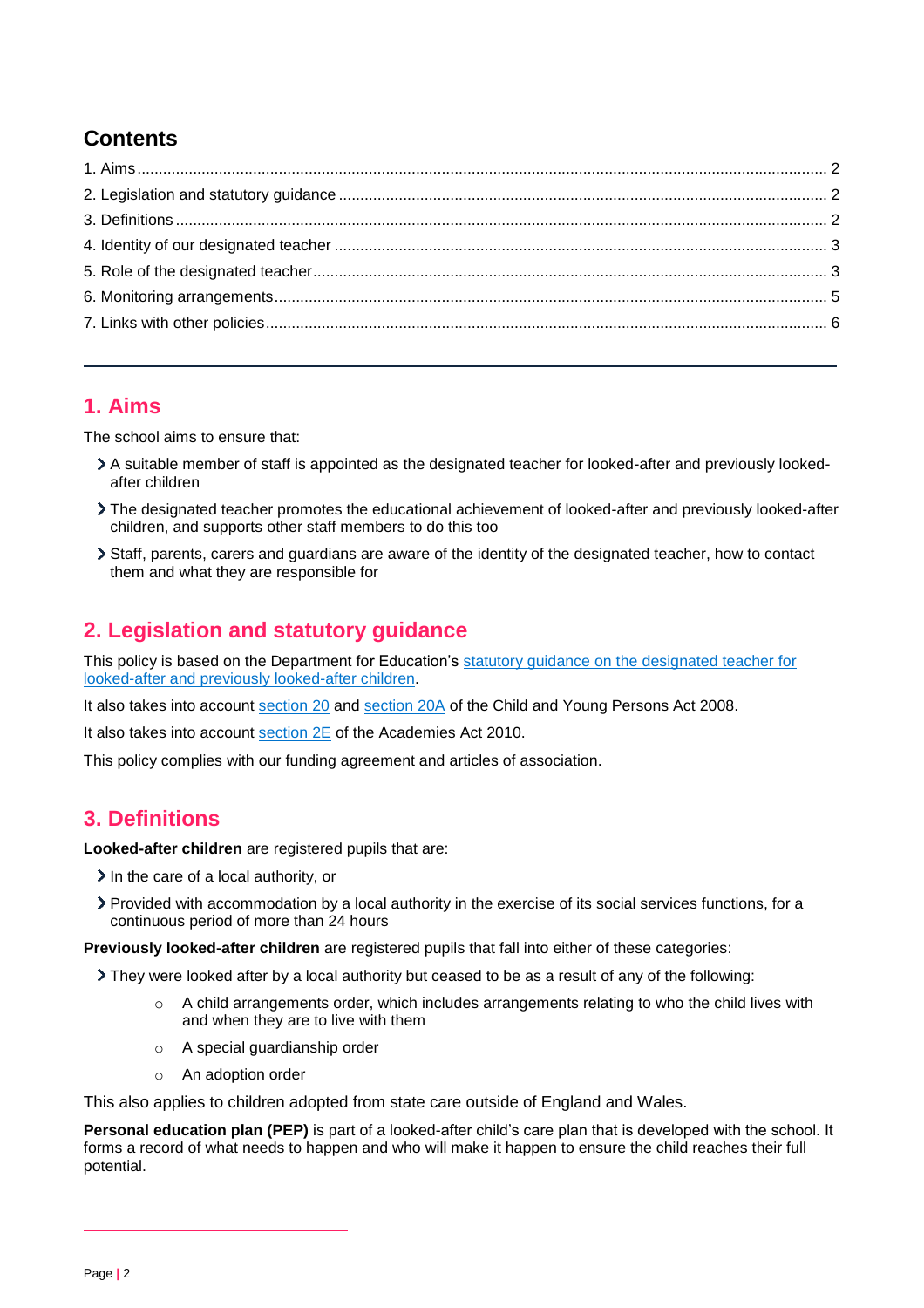## Contents

1. Aims ..... 2
2. Legislation and statutory guidance ..... 2
3. Definitions ..... 2
4. Identity of our designated teacher ..... 3
5. Role of the designated teacher ..... 3
6. Monitoring arrangements ..... 5
7. Links with other policies ..... 6

---

## 1. Aims

The school aims to ensure that:

- A suitable member of staff is appointed as the designated teacher for looked-after and previously looked-after children
- The designated teacher promotes the educational achievement of looked-after and previously looked-after children, and supports other staff members to do this too
- Staff, parents, carers and guardians are aware of the identity of the designated teacher, how to contact them and what they are responsible for

## 2. Legislation and statutory guidance

This policy is based on the Department for Education's statutory guidance on the designated teacher for looked-after and previously looked-after children.

It also takes into account section 20 and section 20A of the Child and Young Persons Act 2008.

It also takes into account section 2E of the Academies Act 2010.

This policy complies with our funding agreement and articles of association.

## 3. Definitions

**Looked-after children** are registered pupils that are:

- In the care of a local authority, or
- Provided with accommodation by a local authority in the exercise of its social services functions, for a continuous period of more than 24 hours

**Previously looked-after children** are registered pupils that fall into either of these categories:

- They were looked after by a local authority but ceased to be as a result of any of the following:
    - A child arrangements order, which includes arrangements relating to who the child lives with and when they are to live with them
    - A special guardianship order
    - An adoption order

This also applies to children adopted from state care outside of England and Wales.

**Personal education plan (PEP)** is part of a looked-after child's care plan that is developed with the school. It forms a record of what needs to happen and who will make it happen to ensure the child reaches their full potential.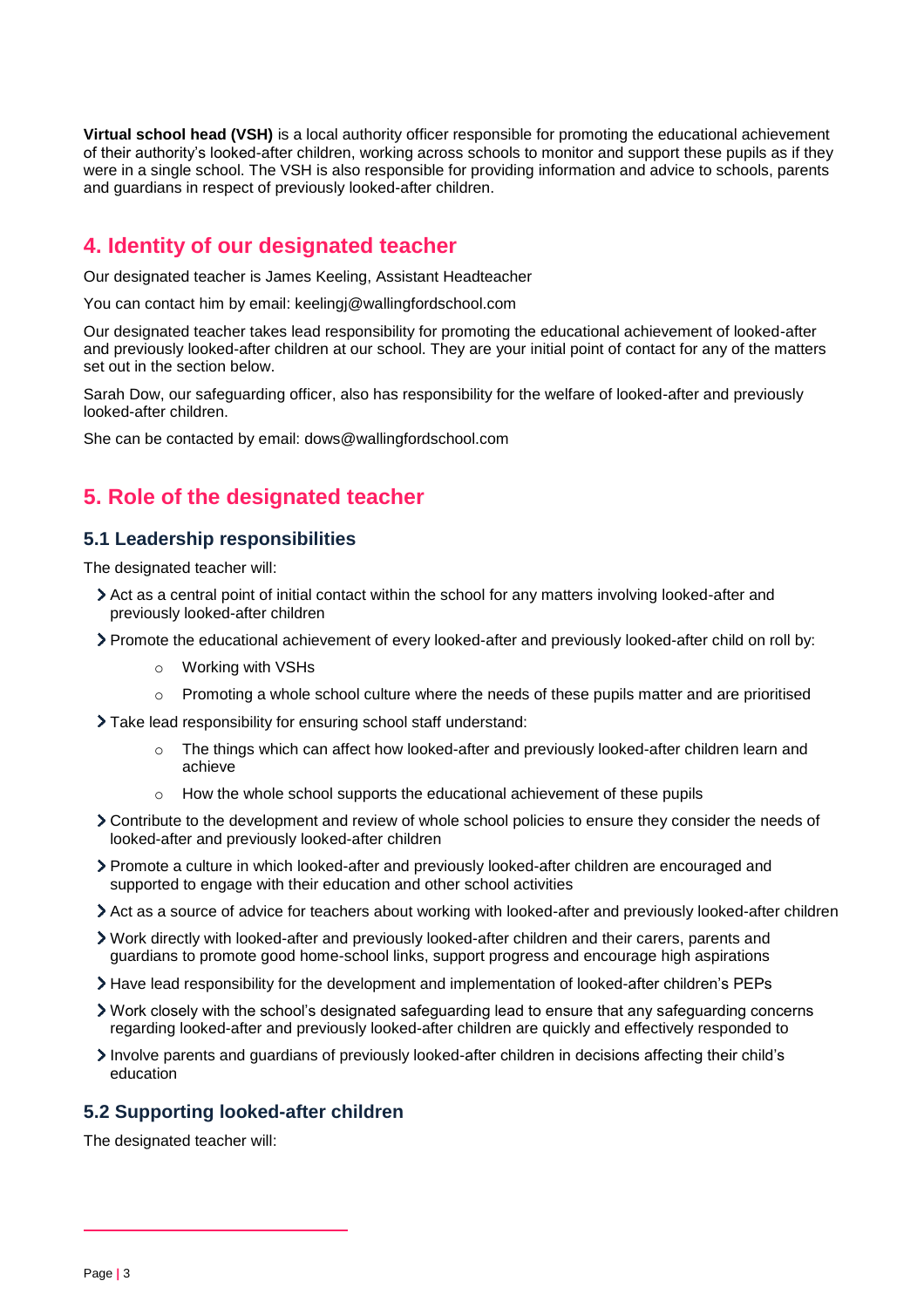**Virtual school head (VSH)** is a local authority officer responsible for promoting the educational achievement of their authority's looked-after children, working across schools to monitor and support these pupils as if they were in a single school. The VSH is also responsible for providing information and advice to schools, parents and guardians in respect of previously looked-after children.

## 4. Identity of our designated teacher

Our designated teacher is James Keeling, Assistant Headteacher

You can contact him by email: keelingj@wallingfordschool.com

Our designated teacher takes lead responsibility for promoting the educational achievement of looked-after and previously looked-after children at our school. They are your initial point of contact for any of the matters set out in the section below.

Sarah Dow, our safeguarding officer, also has responsibility for the welfare of looked-after and previously looked-after children.

She can be contacted by email: dows@wallingfordschool.com

## 5. Role of the designated teacher

### 5.1 Leadership responsibilities

The designated teacher will:

- Act as a central point of initial contact within the school for any matters involving looked-after and previously looked-after children
- Promote the educational achievement of every looked-after and previously looked-after child on roll by:
  - Working with VSHs
  - Promoting a whole school culture where the needs of these pupils matter and are prioritised
- Take lead responsibility for ensuring school staff understand:
  - The things which can affect how looked-after and previously looked-after children learn and achieve
  - How the whole school supports the educational achievement of these pupils
- Contribute to the development and review of whole school policies to ensure they consider the needs of looked-after and previously looked-after children
- Promote a culture in which looked-after and previously looked-after children are encouraged and supported to engage with their education and other school activities
- Act as a source of advice for teachers about working with looked-after and previously looked-after children
- Work directly with looked-after and previously looked-after children and their carers, parents and guardians to promote good home-school links, support progress and encourage high aspirations
- Have lead responsibility for the development and implementation of looked-after children's PEPs
- Work closely with the school's designated safeguarding lead to ensure that any safeguarding concerns regarding looked-after and previously looked-after children are quickly and effectively responded to
- Involve parents and guardians of previously looked-after children in decisions affecting their child's education

### 5.2 Supporting looked-after children

The designated teacher will: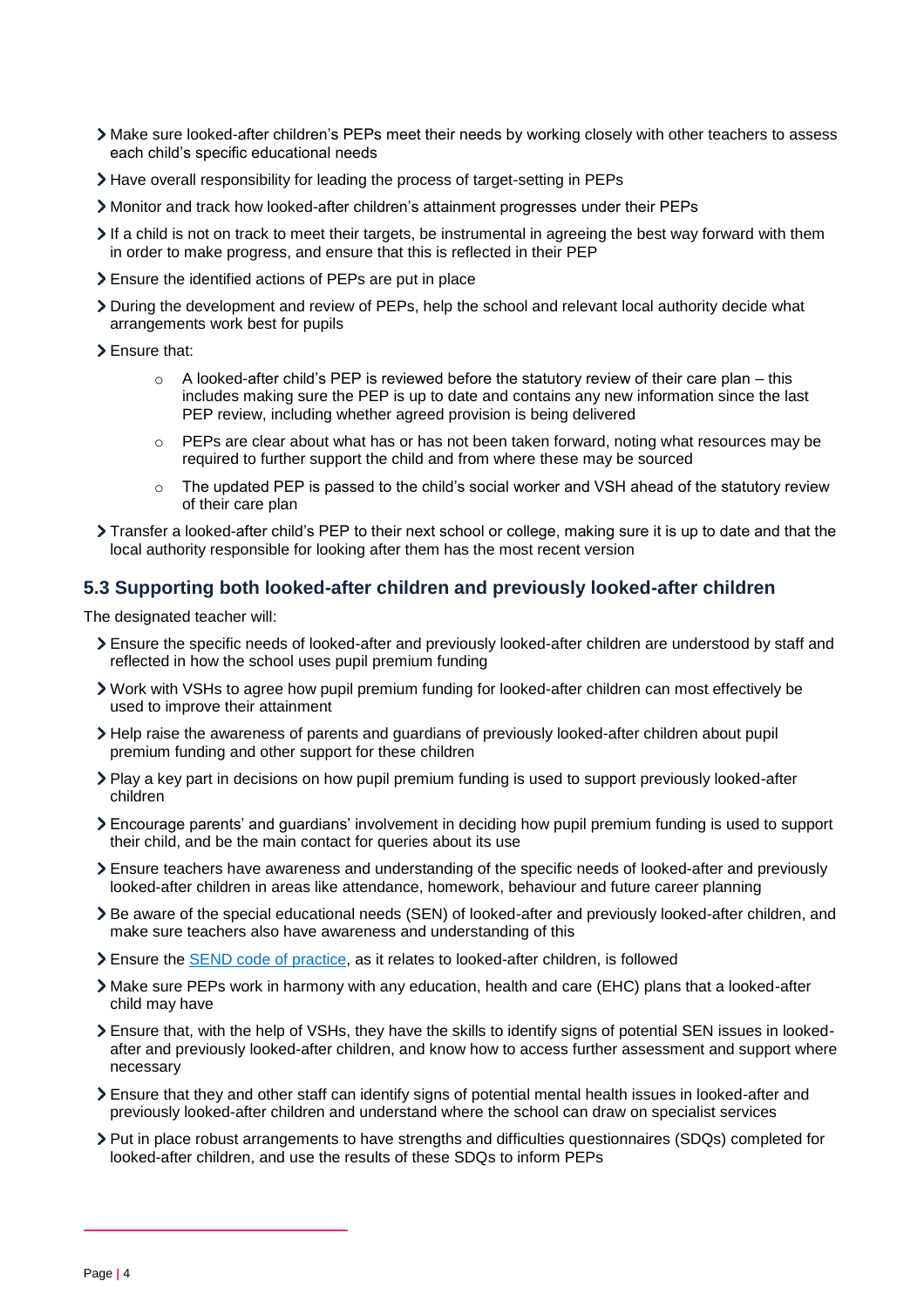- Make sure looked-after children's PEPs meet their needs by working closely with other teachers to assess each child's specific educational needs
- Have overall responsibility for leading the process of target-setting in PEPs
- Monitor and track how looked-after children's attainment progresses under their PEPs
- If a child is not on track to meet their targets, be instrumental in agreeing the best way forward with them in order to make progress, and ensure that this is reflected in their PEP
- Ensure the identified actions of PEPs are put in place
- During the development and review of PEPs, help the school and relevant local authority decide what arrangements work best for pupils
- Ensure that:
    - A looked-after child's PEP is reviewed before the statutory review of their care plan – this includes making sure the PEP is up to date and contains any new information since the last PEP review, including whether agreed provision is being delivered
    - PEPs are clear about what has or has not been taken forward, noting what resources may be required to further support the child and from where these may be sourced
    - The updated PEP is passed to the child's social worker and VSH ahead of the statutory review of their care plan
- Transfer a looked-after child's PEP to their next school or college, making sure it is up to date and that the local authority responsible for looking after them has the most recent version

## 5.3 Supporting both looked-after children and previously looked-after children

The designated teacher will:

- Ensure the specific needs of looked-after and previously looked-after children are understood by staff and reflected in how the school uses pupil premium funding
- Work with VSHs to agree how pupil premium funding for looked-after children can most effectively be used to improve their attainment
- Help raise the awareness of parents and guardians of previously looked-after children about pupil premium funding and other support for these children
- Play a key part in decisions on how pupil premium funding is used to support previously looked-after children
- Encourage parents' and guardians' involvement in deciding how pupil premium funding is used to support their child, and be the main contact for queries about its use
- Ensure teachers have awareness and understanding of the specific needs of looked-after and previously looked-after children in areas like attendance, homework, behaviour and future career planning
- Be aware of the special educational needs (SEN) of looked-after and previously looked-after children, and make sure teachers also have awareness and understanding of this
- Ensure the SEND code of practice, as it relates to looked-after children, is followed
- Make sure PEPs work in harmony with any education, health and care (EHC) plans that a looked-after child may have
- Ensure that, with the help of VSHs, they have the skills to identify signs of potential SEN issues in looked-after and previously looked-after children, and know how to access further assessment and support where necessary
- Ensure that they and other staff can identify signs of potential mental health issues in looked-after and previously looked-after children and understand where the school can draw on specialist services
- Put in place robust arrangements to have strengths and difficulties questionnaires (SDQs) completed for looked-after children, and use the results of these SDQs to inform PEPs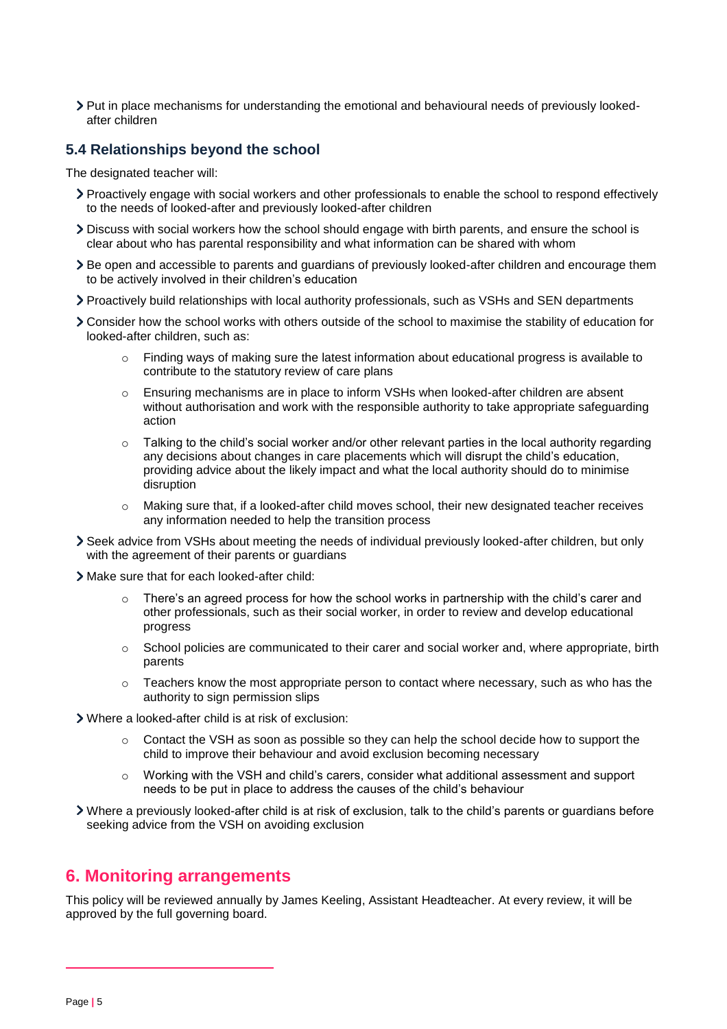- Put in place mechanisms for understanding the emotional and behavioural needs of previously looked-after children

### 5.4 Relationships beyond the school

The designated teacher will:

- Proactively engage with social workers and other professionals to enable the school to respond effectively to the needs of looked-after and previously looked-after children
- Discuss with social workers how the school should engage with birth parents, and ensure the school is clear about who has parental responsibility and what information can be shared with whom
- Be open and accessible to parents and guardians of previously looked-after children and encourage them to be actively involved in their children's education
- Proactively build relationships with local authority professionals, such as VSHs and SEN departments
- Consider how the school works with others outside of the school to maximise the stability of education for looked-after children, such as:
    - Finding ways of making sure the latest information about educational progress is available to contribute to the statutory review of care plans
    - Ensuring mechanisms are in place to inform VSHs when looked-after children are absent without authorisation and work with the responsible authority to take appropriate safeguarding action
    - Talking to the child's social worker and/or other relevant parties in the local authority regarding any decisions about changes in care placements which will disrupt the child's education, providing advice about the likely impact and what the local authority should do to minimise disruption
    - Making sure that, if a looked-after child moves school, their new designated teacher receives any information needed to help the transition process
- Seek advice from VSHs about meeting the needs of individual previously looked-after children, but only with the agreement of their parents or guardians
- Make sure that for each looked-after child:
    - There's an agreed process for how the school works in partnership with the child's carer and other professionals, such as their social worker, in order to review and develop educational progress
    - School policies are communicated to their carer and social worker and, where appropriate, birth parents
    - Teachers know the most appropriate person to contact where necessary, such as who has the authority to sign permission slips
- Where a looked-after child is at risk of exclusion:
    - Contact the VSH as soon as possible so they can help the school decide how to support the child to improve their behaviour and avoid exclusion becoming necessary
    - Working with the VSH and child's carers, consider what additional assessment and support needs to be put in place to address the causes of the child's behaviour
- Where a previously looked-after child is at risk of exclusion, talk to the child's parents or guardians before seeking advice from the VSH on avoiding exclusion

## 6. Monitoring arrangements

This policy will be reviewed annually by James Keeling, Assistant Headteacher. At every review, it will be approved by the full governing board.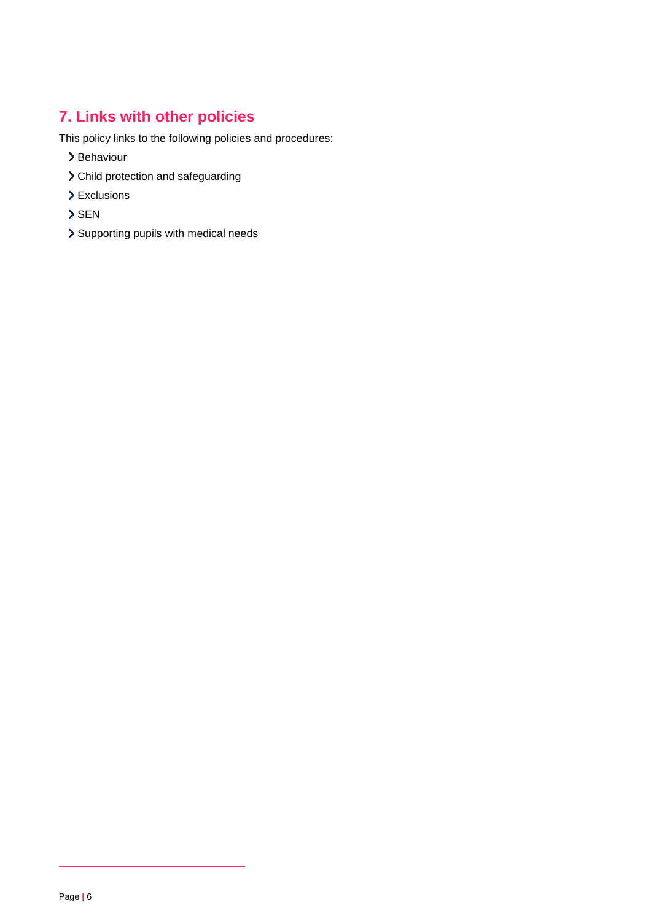## 7. Links with other policies

This policy links to the following policies and procedures:

- Behaviour
- Child protection and safeguarding
- Exclusions
- SEN
- Supporting pupils with medical needs